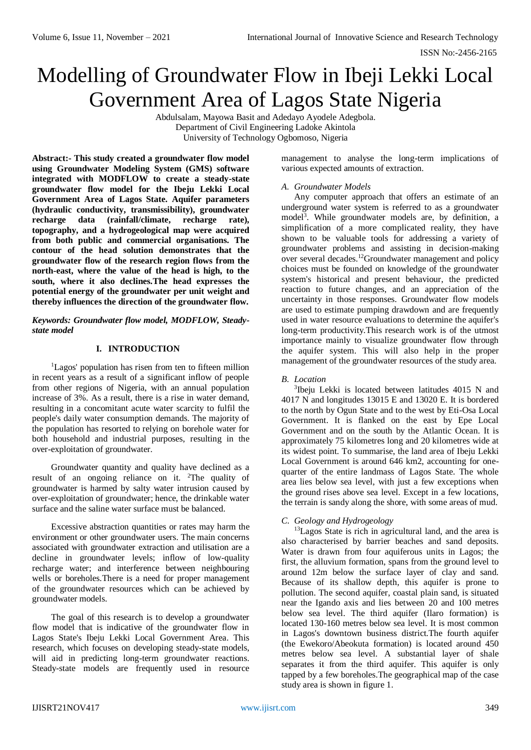# Modelling of Groundwater Flow in Ibeji Lekki Local Government Area of Lagos State Nigeria

Abdulsalam, Mayowa Basit and Adedayo Ayodele Adegbola.
Department of Civil Engineering Ladoke Akintola
University of Technology Ogbomoso, Nigeria

**Abstract:- This study created a groundwater flow model using Groundwater Modeling System (GMS) software integrated with MODFLOW to create a steady-state groundwater flow model for the Ibeju Lekki Local Government Area of Lagos State. Aquifer parameters (hydraulic conductivity, transmissibility), groundwater recharge data (rainfall/climate, recharge rate), topography, and a hydrogeological map were acquired from both public and commercial organisations. The contour of the head solution demonstrates that the groundwater flow of the research region flows from the north-east, where the value of the head is high, to the south, where it also declines.The head expresses the potential energy of the groundwater per unit weight and thereby influences the direction of the groundwater flow.**

***Keywords: Groundwater flow model, MODFLOW, Steady-state model***

## I. INTRODUCTION

[1]Lagos' population has risen from ten to fifteen million in recent years as a result of a significant inflow of people from other regions of Nigeria, with an annual population increase of 3%. As a result, there is a rise in water demand, resulting in a concomitant acute water scarcity to fulfil the people's daily water consumption demands. The majority of the population has resorted to relying on borehole water for both household and industrial purposes, resulting in the over-exploitation of groundwater.

Groundwater quantity and quality have declined as a result of an ongoing reliance on it. [2]The quality of groundwater is harmed by salty water intrusion caused by over-exploitation of groundwater; hence, the drinkable water surface and the saline water surface must be balanced.

Excessive abstraction quantities or rates may harm the environment or other groundwater users. The main concerns associated with groundwater extraction and utilisation are a decline in groundwater levels; inflow of low-quality recharge water; and interference between neighbouring wells or boreholes.There is a need for proper management of the groundwater resources which can be achieved by groundwater models.

The goal of this research is to develop a groundwater flow model that is indicative of the groundwater flow in Lagos State's Ibeju Lekki Local Government Area. This research, which focuses on developing steady-state models, will aid in predicting long-term groundwater reactions. Steady-state models are frequently used in resource management to analyse the long-term implications of various expected amounts of extraction.

### *A. Groundwater Models*

Any computer approach that offers an estimate of an underground water system is referred to as a groundwater model[3]. While groundwater models are, by definition, a simplification of a more complicated reality, they have shown to be valuable tools for addressing a variety of groundwater problems and assisting in decision-making over several decades.[12]Groundwater management and policy choices must be founded on knowledge of the groundwater system's historical and present behaviour, the predicted reaction to future changes, and an appreciation of the uncertainty in those responses. Groundwater flow models are used to estimate pumping drawdown and are frequently used in water resource evaluations to determine the aquifer's long-term productivity.This research work is of the utmost importance mainly to visualize groundwater flow through the aquifer system. This will also help in the proper management of the groundwater resources of the study area.

### *B. Location*

[3]Ibeju Lekki is located between latitudes 4015 N and 4017 N and longitudes 13015 E and 13020 E. It is bordered to the north by Ogun State and to the west by Eti-Osa Local Government. It is flanked on the east by Epe Local Government and on the south by the Atlantic Ocean. It is approximately 75 kilometres long and 20 kilometres wide at its widest point. To summarise, the land area of Ibeju Lekki Local Government is around 646 km2, accounting for one-quarter of the entire landmass of Lagos State. The whole area lies below sea level, with just a few exceptions when the ground rises above sea level. Except in a few locations, the terrain is sandy along the shore, with some areas of mud.

### *C. Geology and Hydrogeology*

[13]Lagos State is rich in agricultural land, and the area is also characterised by barrier beaches and sand deposits. Water is drawn from four aquiferous units in Lagos; the first, the alluvium formation, spans from the ground level to around 12m below the surface layer of clay and sand. Because of its shallow depth, this aquifer is prone to pollution. The second aquifer, coastal plain sand, is situated near the Igando axis and lies between 20 and 100 metres below sea level. The third aquifer (Ilaro formation) is located 130-160 metres below sea level. It is most common in Lagos's downtown business district.The fourth aquifer (the Ewekoro/Abeokuta formation) is located around 450 metres below sea level. A substantial layer of shale separates it from the third aquifer. This aquifer is only tapped by a few boreholes.The geographical map of the case study area is shown in figure 1.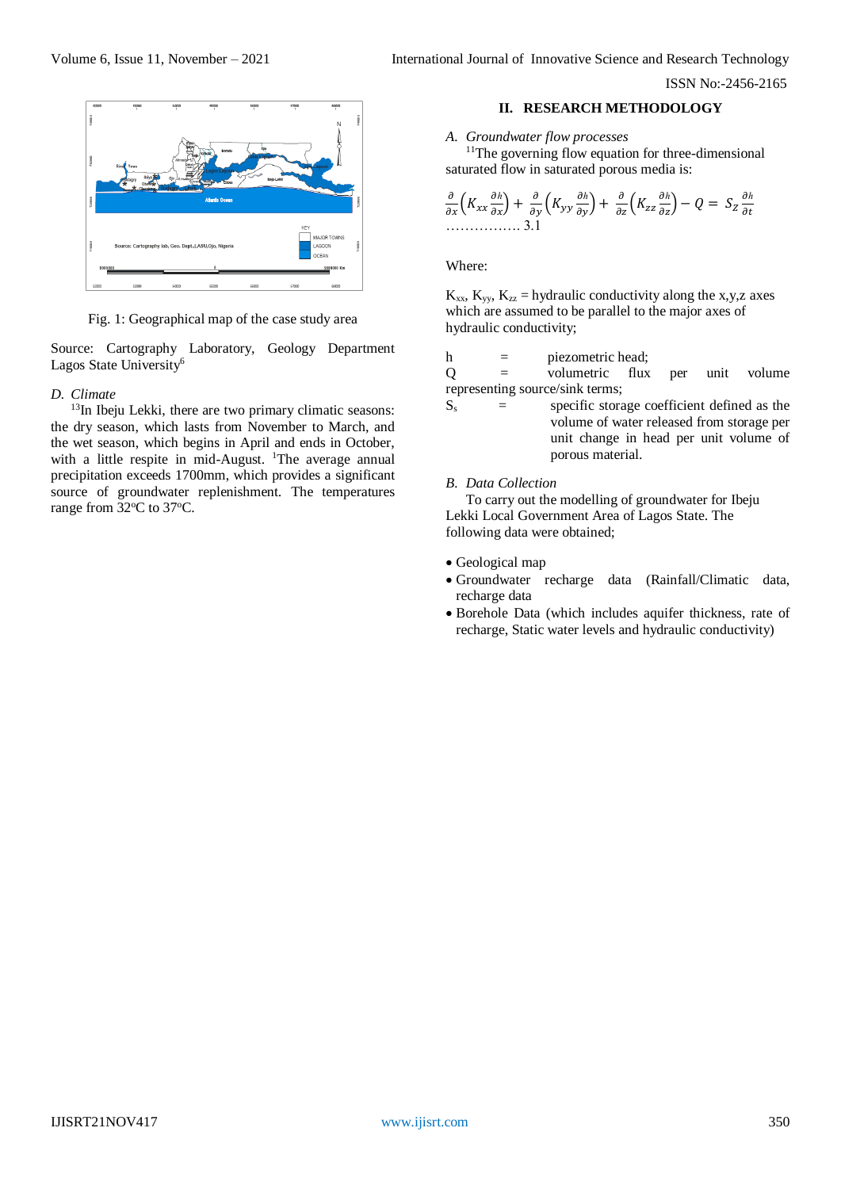Fig. 1: Geographical map of the case study area

Source: Cartography Laboratory, Geology Department Lagos State University[6]

### D. Climate

[13]In Ibeju Lekki, there are two primary climatic seasons: the dry season, which lasts from November to March, and the wet season, which begins in April and ends in October, with a little respite in mid-August. [1]The average annual precipitation exceeds 1700mm, which provides a significant source of groundwater replenishment. The temperatures range from 32ºC to 37ºC.

## II. RESEARCH METHODOLOGY

### A. Groundwater flow processes

[11]The governing flow equation for three-dimensional saturated flow in saturated porous media is:

$$\frac{\partial}{\partial x}\left(K_{xx}\frac{\partial h}{\partial x}\right)+\frac{\partial}{\partial y}\left(K_{yy}\frac{\partial h}{\partial y}\right)+\frac{\partial}{\partial z}\left(K_{zz}\frac{\partial h}{\partial z}\right)-Q=S_z\frac{\partial h}{\partial t} \quad \ldots\ldots\ldots\ldots\ldots 3.1$$

Where:

$K_{xx}$, $K_{yy}$, $K_{zz}$ = hydraulic conductivity along the x,y,z axes which are assumed to be parallel to the major axes of hydraulic conductivity;

h = piezometric head;

Q = volumetric flux per unit volume representing source/sink terms;

$S_s$ = specific storage coefficient defined as the volume of water released from storage per unit change in head per unit volume of porous material.

### B. Data Collection

To carry out the modelling of groundwater for Ibeju Lekki Local Government Area of Lagos State. The following data were obtained;

- Geological map
- Groundwater recharge data (Rainfall/Climatic data, recharge data
- Borehole Data (which includes aquifer thickness, rate of recharge, Static water levels and hydraulic conductivity)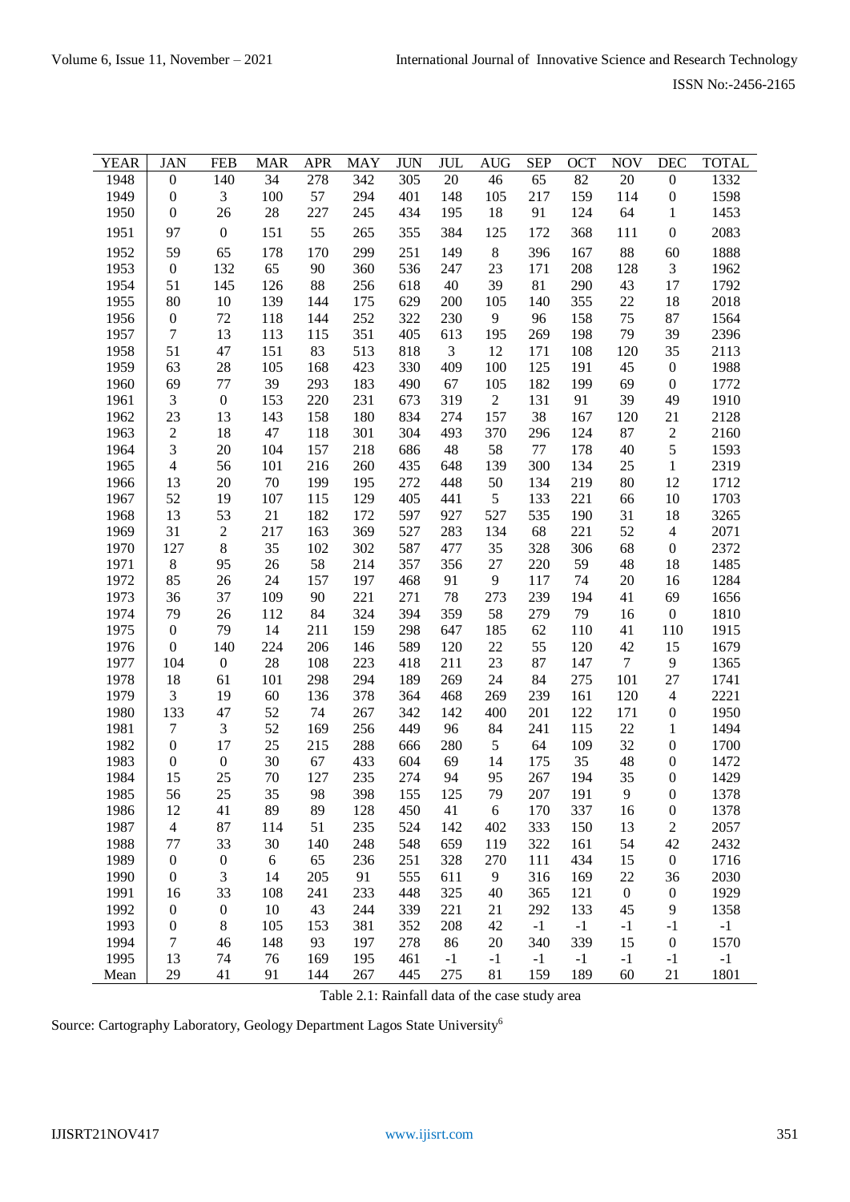| YEAR | JAN | FEB | MAR | APR | MAY | JUN | JUL | AUG | SEP | OCT | NOV | DEC | TOTAL |
|---|---|---|---|---|---|---|---|---|---|---|---|---|---|
| 1948 | 0 | 140 | 34 | 278 | 342 | 305 | 20 | 46 | 65 | 82 | 20 | 0 | 1332 |
| 1949 | 0 | 3 | 100 | 57 | 294 | 401 | 148 | 105 | 217 | 159 | 114 | 0 | 1598 |
| 1950 | 0 | 26 | 28 | 227 | 245 | 434 | 195 | 18 | 91 | 124 | 64 | 1 | 1453 |
| 1951 | 97 | 0 | 151 | 55 | 265 | 355 | 384 | 125 | 172 | 368 | 111 | 0 | 2083 |
| 1952 | 59 | 65 | 178 | 170 | 299 | 251 | 149 | 8 | 396 | 167 | 88 | 60 | 1888 |
| 1953 | 0 | 132 | 65 | 90 | 360 | 536 | 247 | 23 | 171 | 208 | 128 | 3 | 1962 |
| 1954 | 51 | 145 | 126 | 88 | 256 | 618 | 40 | 39 | 81 | 290 | 43 | 17 | 1792 |
| 1955 | 80 | 10 | 139 | 144 | 175 | 629 | 200 | 105 | 140 | 355 | 22 | 18 | 2018 |
| 1956 | 0 | 72 | 118 | 144 | 252 | 322 | 230 | 9 | 96 | 158 | 75 | 87 | 1564 |
| 1957 | 7 | 13 | 113 | 115 | 351 | 405 | 613 | 195 | 269 | 198 | 79 | 39 | 2396 |
| 1958 | 51 | 47 | 151 | 83 | 513 | 818 | 3 | 12 | 171 | 108 | 120 | 35 | 2113 |
| 1959 | 63 | 28 | 105 | 168 | 423 | 330 | 409 | 100 | 125 | 191 | 45 | 0 | 1988 |
| 1960 | 69 | 77 | 39 | 293 | 183 | 490 | 67 | 105 | 182 | 199 | 69 | 0 | 1772 |
| 1961 | 3 | 0 | 153 | 220 | 231 | 673 | 319 | 2 | 131 | 91 | 39 | 49 | 1910 |
| 1962 | 23 | 13 | 143 | 158 | 180 | 834 | 274 | 157 | 38 | 167 | 120 | 21 | 2128 |
| 1963 | 2 | 18 | 47 | 118 | 301 | 304 | 493 | 370 | 296 | 124 | 87 | 2 | 2160 |
| 1964 | 3 | 20 | 104 | 157 | 218 | 686 | 48 | 58 | 77 | 178 | 40 | 5 | 1593 |
| 1965 | 4 | 56 | 101 | 216 | 260 | 435 | 648 | 139 | 300 | 134 | 25 | 1 | 2319 |
| 1966 | 13 | 20 | 70 | 199 | 195 | 272 | 448 | 50 | 134 | 219 | 80 | 12 | 1712 |
| 1967 | 52 | 19 | 107 | 115 | 129 | 405 | 441 | 5 | 133 | 221 | 66 | 10 | 1703 |
| 1968 | 13 | 53 | 21 | 182 | 172 | 597 | 927 | 527 | 535 | 190 | 31 | 18 | 3265 |
| 1969 | 31 | 2 | 217 | 163 | 369 | 527 | 283 | 134 | 68 | 221 | 52 | 4 | 2071 |
| 1970 | 127 | 8 | 35 | 102 | 302 | 587 | 477 | 35 | 328 | 306 | 68 | 0 | 2372 |
| 1971 | 8 | 95 | 26 | 58 | 214 | 357 | 356 | 27 | 220 | 59 | 48 | 18 | 1485 |
| 1972 | 85 | 26 | 24 | 157 | 197 | 468 | 91 | 9 | 117 | 74 | 20 | 16 | 1284 |
| 1973 | 36 | 37 | 109 | 90 | 221 | 271 | 78 | 273 | 239 | 194 | 41 | 69 | 1656 |
| 1974 | 79 | 26 | 112 | 84 | 324 | 394 | 359 | 58 | 279 | 79 | 16 | 0 | 1810 |
| 1975 | 0 | 79 | 14 | 211 | 159 | 298 | 647 | 185 | 62 | 110 | 41 | 110 | 1915 |
| 1976 | 0 | 140 | 224 | 206 | 146 | 589 | 120 | 22 | 55 | 120 | 42 | 15 | 1679 |
| 1977 | 104 | 0 | 28 | 108 | 223 | 418 | 211 | 23 | 87 | 147 | 7 | 9 | 1365 |
| 1978 | 18 | 61 | 101 | 298 | 294 | 189 | 269 | 24 | 84 | 275 | 101 | 27 | 1741 |
| 1979 | 3 | 19 | 60 | 136 | 378 | 364 | 468 | 269 | 239 | 161 | 120 | 4 | 2221 |
| 1980 | 133 | 47 | 52 | 74 | 267 | 342 | 142 | 400 | 201 | 122 | 171 | 0 | 1950 |
| 1981 | 7 | 3 | 52 | 169 | 256 | 449 | 96 | 84 | 241 | 115 | 22 | 1 | 1494 |
| 1982 | 0 | 17 | 25 | 215 | 288 | 666 | 280 | 5 | 64 | 109 | 32 | 0 | 1700 |
| 1983 | 0 | 0 | 30 | 67 | 433 | 604 | 69 | 14 | 175 | 35 | 48 | 0 | 1472 |
| 1984 | 15 | 25 | 70 | 127 | 235 | 274 | 94 | 95 | 267 | 194 | 35 | 0 | 1429 |
| 1985 | 56 | 25 | 35 | 98 | 398 | 155 | 125 | 79 | 207 | 191 | 9 | 0 | 1378 |
| 1986 | 12 | 41 | 89 | 89 | 128 | 450 | 41 | 6 | 170 | 337 | 16 | 0 | 1378 |
| 1987 | 4 | 87 | 114 | 51 | 235 | 524 | 142 | 402 | 333 | 150 | 13 | 2 | 2057 |
| 1988 | 77 | 33 | 30 | 140 | 248 | 548 | 659 | 119 | 322 | 161 | 54 | 42 | 2432 |
| 1989 | 0 | 0 | 6 | 65 | 236 | 251 | 328 | 270 | 111 | 434 | 15 | 0 | 1716 |
| 1990 | 0 | 3 | 14 | 205 | 91 | 555 | 611 | 9 | 316 | 169 | 22 | 36 | 2030 |
| 1991 | 16 | 33 | 108 | 241 | 233 | 448 | 325 | 40 | 365 | 121 | 0 | 0 | 1929 |
| 1992 | 0 | 0 | 10 | 43 | 244 | 339 | 221 | 21 | 292 | 133 | 45 | 9 | 1358 |
| 1993 | 0 | 8 | 105 | 153 | 381 | 352 | 208 | 42 | -1 | -1 | -1 | -1 | -1 |
| 1994 | 7 | 46 | 148 | 93 | 197 | 278 | 86 | 20 | 340 | 339 | 15 | 0 | 1570 |
| 1995 | 13 | 74 | 76 | 169 | 195 | 461 | -1 | -1 | -1 | -1 | -1 | -1 | -1 |
| Mean | 29 | 41 | 91 | 144 | 267 | 445 | 275 | 81 | 159 | 189 | 60 | 21 | 1801 |

Table 2.1: Rainfall data of the case study area

Source: Cartography Laboratory, Geology Department Lagos State University[6]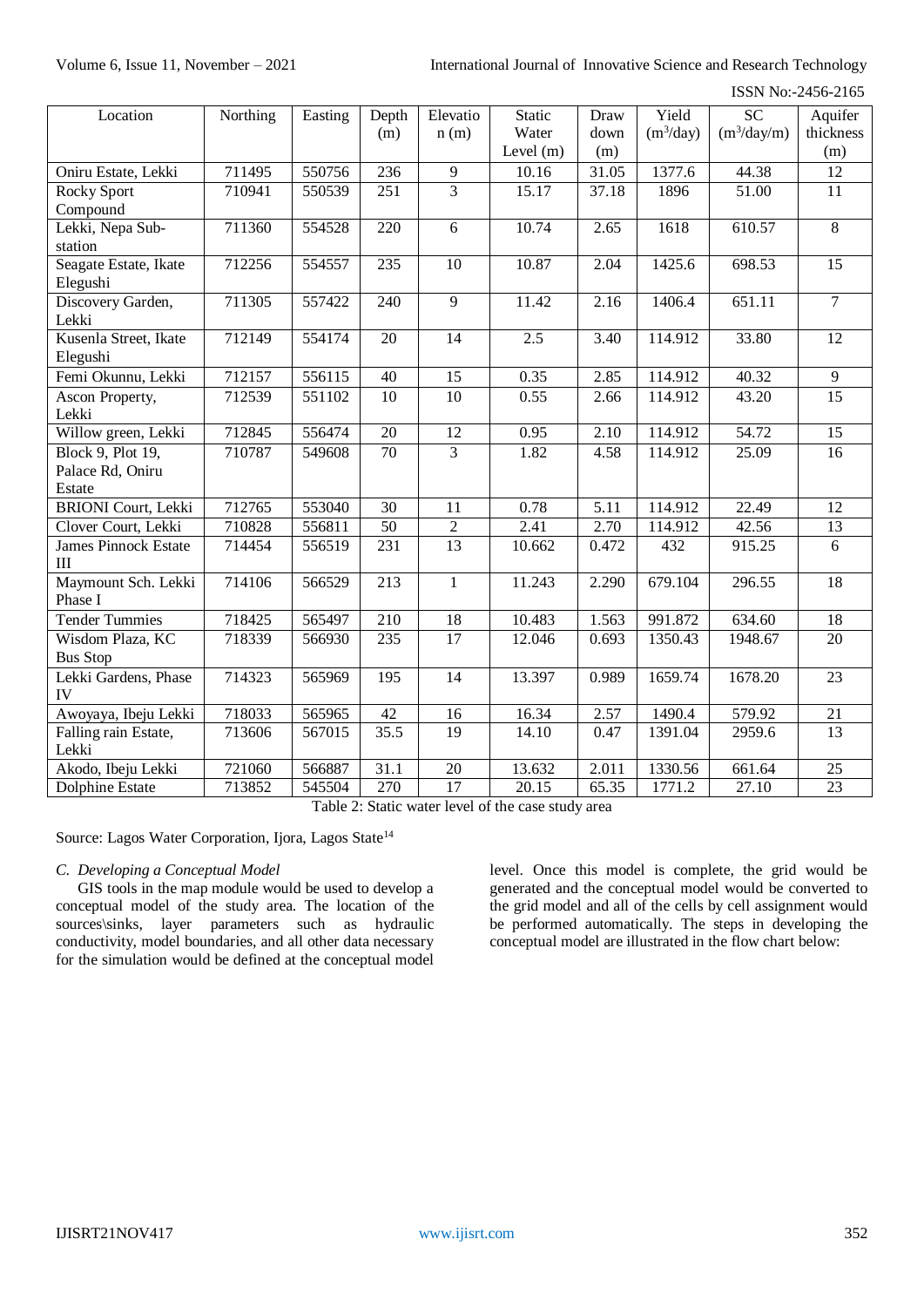| Location | Northing | Easting | Depth (m) | Elevation (m) | Static Water Level (m) | Draw down (m) | Yield ($m^3$/day) | SC ($m^3$/day/m) | Aquifer thickness (m) |
|---|---|---|---|---|---|---|---|---|---|
| Oniru Estate, Lekki | 711495 | 550756 | 236 | 9 | 10.16 | 31.05 | 1377.6 | 44.38 | 12 |
| Rocky Sport Compound | 710941 | 550539 | 251 | 3 | 15.17 | 37.18 | 1896 | 51.00 | 11 |
| Lekki, Nepa Sub-station | 711360 | 554528 | 220 | 6 | 10.74 | 2.65 | 1618 | 610.57 | 8 |
| Seagate Estate, Ikate Elegushi | 712256 | 554557 | 235 | 10 | 10.87 | 2.04 | 1425.6 | 698.53 | 15 |
| Discovery Garden, Lekki | 711305 | 557422 | 240 | 9 | 11.42 | 2.16 | 1406.4 | 651.11 | 7 |
| Kusenla Street, Ikate Elegushi | 712149 | 554174 | 20 | 14 | 2.5 | 3.40 | 114.912 | 33.80 | 12 |
| Femi Okunnu, Lekki | 712157 | 556115 | 40 | 15 | 0.35 | 2.85 | 114.912 | 40.32 | 9 |
| Ascon Property, Lekki | 712539 | 551102 | 10 | 10 | 0.55 | 2.66 | 114.912 | 43.20 | 15 |
| Willow green, Lekki | 712845 | 556474 | 20 | 12 | 0.95 | 2.10 | 114.912 | 54.72 | 15 |
| Block 9, Plot 19, Palace Rd, Oniru Estate | 710787 | 549608 | 70 | 3 | 1.82 | 4.58 | 114.912 | 25.09 | 16 |
| BRIONI Court, Lekki | 712765 | 553040 | 30 | 11 | 0.78 | 5.11 | 114.912 | 22.49 | 12 |
| Clover Court, Lekki | 710828 | 556811 | 50 | 2 | 2.41 | 2.70 | 114.912 | 42.56 | 13 |
| James Pinnock Estate III | 714454 | 556519 | 231 | 13 | 10.662 | 0.472 | 432 | 915.25 | 6 |
| Maymount Sch. Lekki Phase I | 714106 | 566529 | 213 | 1 | 11.243 | 2.290 | 679.104 | 296.55 | 18 |
| Tender Tummies | 718425 | 565497 | 210 | 18 | 10.483 | 1.563 | 991.872 | 634.60 | 18 |
| Wisdom Plaza, KC Bus Stop | 718339 | 566930 | 235 | 17 | 12.046 | 0.693 | 1350.43 | 1948.67 | 20 |
| Lekki Gardens, Phase IV | 714323 | 565969 | 195 | 14 | 13.397 | 0.989 | 1659.74 | 1678.20 | 23 |
| Awoyaya, Ibeju Lekki | 718033 | 565965 | 42 | 16 | 16.34 | 2.57 | 1490.4 | 579.92 | 21 |
| Falling rain Estate, Lekki | 713606 | 567015 | 35.5 | 19 | 14.10 | 0.47 | 1391.04 | 2959.6 | 13 |
| Akodo, Ibeju Lekki | 721060 | 566887 | 31.1 | 20 | 13.632 | 2.011 | 1330.56 | 661.64 | 25 |
| Dolphine Estate | 713852 | 545504 | 270 | 17 | 20.15 | 65.35 | 1771.2 | 27.10 | 23 |

Table 2: Static water level of the case study area

Source: Lagos Water Corporation, Ijora, Lagos State[14]

### *C. Developing a Conceptual Model*

GIS tools in the map module would be used to develop a conceptual model of the study area. The location of the sources\sinks, layer parameters such as hydraulic conductivity, model boundaries, and all other data necessary for the simulation would be defined at the conceptual model level. Once this model is complete, the grid would be generated and the conceptual model would be converted to the grid model and all of the cells by cell assignment would be performed automatically. The steps in developing the conceptual model are illustrated in the flow chart below: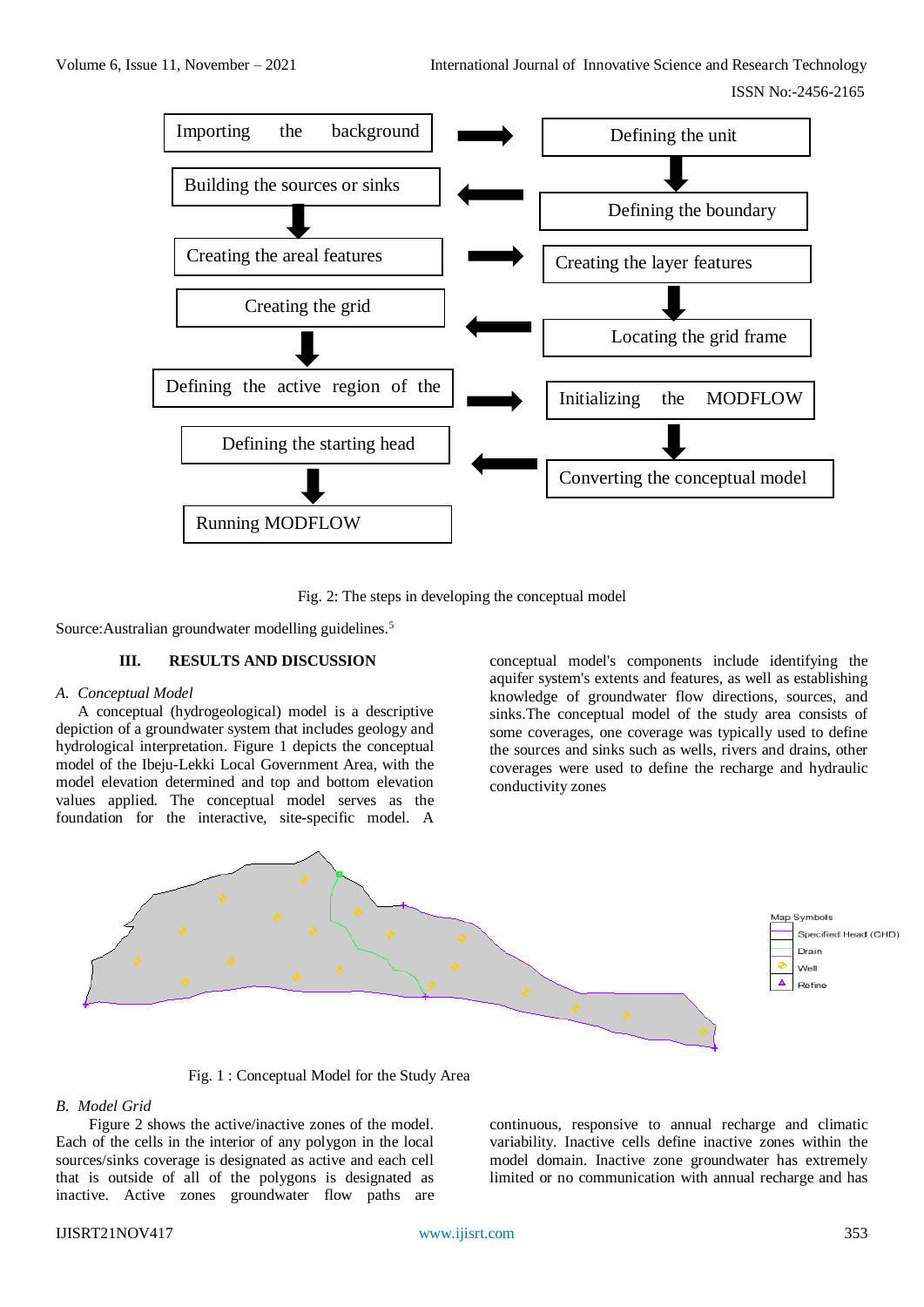Importing the background → Defining the unit

Defining the unit ↓ Defining the boundary

Defining the boundary → Building the sources or sinks

Building the sources or sinks ↓ Creating the areal features

Creating the areal features → Creating the layer features

Creating the layer features ↓ Locating the grid frame

Locating the grid frame → Creating the grid

Creating the grid ↓ Defining the active region of the

Defining the active region of the → Initializing the MODFLOW

Initializing the MODFLOW ↓ Converting the conceptual model

Converting the conceptual model → Defining the starting head

Defining the starting head ↓ Running MODFLOW

Fig. 2: The steps in developing the conceptual model

Source:Australian groundwater modelling guidelines.[5]

## III. RESULTS AND DISCUSSION

### *A. Conceptual Model*

A conceptual (hydrogeological) model is a descriptive depiction of a groundwater system that includes geology and hydrological interpretation. Figure 1 depicts the conceptual model of the Ibeju-Lekki Local Government Area, with the model elevation determined and top and bottom elevation values applied. The conceptual model serves as the foundation for the interactive, site-specific model. A conceptual model's components include identifying the aquifer system's extents and features, as well as establishing knowledge of groundwater flow directions, sources, and sinks.The conceptual model of the study area consists of some coverages, one coverage was typically used to define the sources and sinks such as wells, rivers and drains, other coverages were used to define the recharge and hydraulic conductivity zones

Map Symbols: Specified Head (CHD), Drain, Well, Refine

Fig. 1 : Conceptual Model for the Study Area

### *B. Model Grid*

Figure 2 shows the active/inactive zones of the model. Each of the cells in the interior of any polygon in the local sources/sinks coverage is designated as active and each cell that is outside of all of the polygons is designated as inactive. Active zones groundwater flow paths are continuous, responsive to annual recharge and climatic variability. Inactive cells define inactive zones within the model domain. Inactive zone groundwater has extremely limited or no communication with annual recharge and has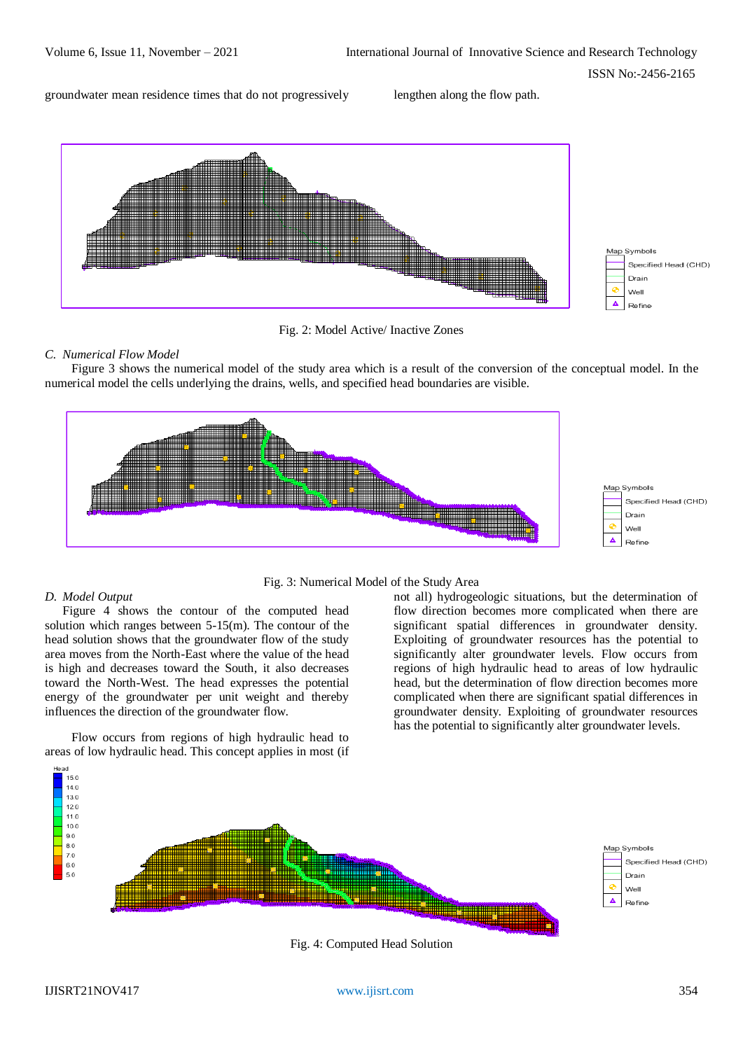groundwater mean residence times that do not progressively lengthen along the flow path.

Fig. 2: Model Active/ Inactive Zones

### C. *Numerical Flow Model*

Figure 3 shows the numerical model of the study area which is a result of the conversion of the conceptual model. In the numerical model the cells underlying the drains, wells, and specified head boundaries are visible.

Fig. 3: Numerical Model of the Study Area

### D. *Model Output*

Figure 4 shows the contour of the computed head solution which ranges between 5-15(m). The contour of the head solution shows that the groundwater flow of the study area moves from the North-East where the value of the head is high and decreases toward the South, it also decreases toward the North-West. The head expresses the potential energy of the groundwater per unit weight and thereby influences the direction of the groundwater flow.

Flow occurs from regions of high hydraulic head to areas of low hydraulic head. This concept applies in most (if not all) hydrogeologic situations, but the determination of flow direction becomes more complicated when there are significant spatial differences in groundwater density. Exploiting of groundwater resources has the potential to significantly alter groundwater levels. Flow occurs from regions of high hydraulic head to areas of low hydraulic head, but the determination of flow direction becomes more complicated when there are significant spatial differences in groundwater density. Exploiting of groundwater resources has the potential to significantly alter groundwater levels.

Fig. 4: Computed Head Solution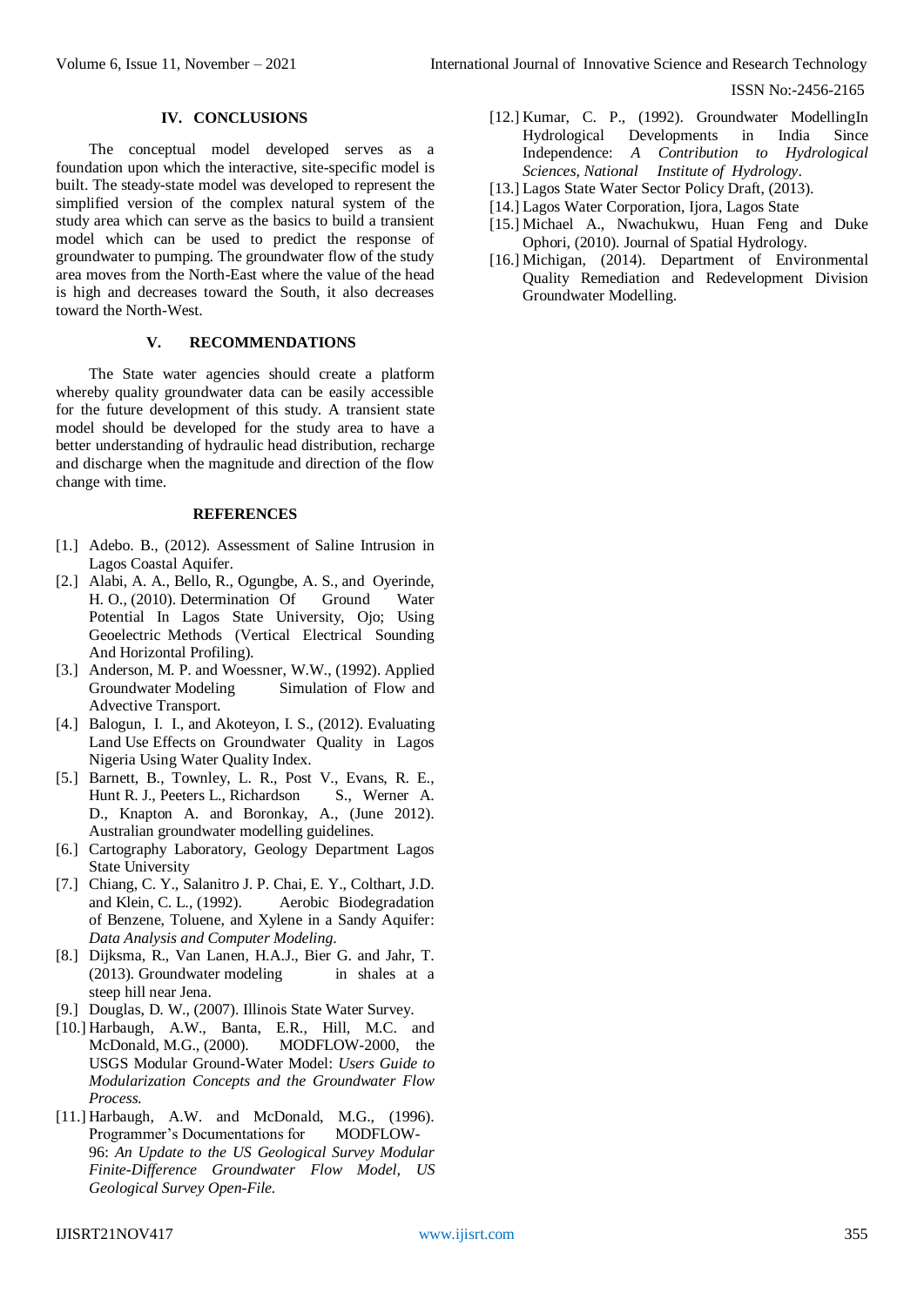## IV. CONCLUSIONS

The conceptual model developed serves as a foundation upon which the interactive, site-specific model is built. The steady-state model was developed to represent the simplified version of the complex natural system of the study area which can serve as the basics to build a transient model which can be used to predict the response of groundwater to pumping. The groundwater flow of the study area moves from the North-East where the value of the head is high and decreases toward the South, it also decreases toward the North-West.

## V. RECOMMENDATIONS

The State water agencies should create a platform whereby quality groundwater data can be easily accessible for the future development of this study. A transient state model should be developed for the study area to have a better understanding of hydraulic head distribution, recharge and discharge when the magnitude and direction of the flow change with time.

## REFERENCES

[1.] Adebo. B., (2012). Assessment of Saline Intrusion in Lagos Coastal Aquifer.

[2.] Alabi, A. A., Bello, R., Ogungbe, A. S., and Oyerinde, H. O., (2010). Determination Of Ground Water Potential In Lagos State University, Ojo; Using Geoelectric Methods (Vertical Electrical Sounding And Horizontal Profiling).

[3.] Anderson, M. P. and Woessner, W.W., (1992). Applied Groundwater Modeling Simulation of Flow and Advective Transport.

[4.] Balogun, I. I., and Akoteyon, I. S., (2012). Evaluating Land Use Effects on Groundwater Quality in Lagos Nigeria Using Water Quality Index.

[5.] Barnett, B., Townley, L. R., Post V., Evans, R. E., Hunt R. J., Peeters L., Richardson S., Werner A. D., Knapton A. and Boronkay, A., (June 2012). Australian groundwater modelling guidelines.

[6.] Cartography Laboratory, Geology Department Lagos State University

[7.] Chiang, C. Y., Salanitro J. P. Chai, E. Y., Colthart, J.D. and Klein, C. L., (1992). Aerobic Biodegradation of Benzene, Toluene, and Xylene in a Sandy Aquifer: *Data Analysis and Computer Modeling.*

[8.] Dijksma, R., Van Lanen, H.A.J., Bier G. and Jahr, T. (2013). Groundwater modeling in shales at a steep hill near Jena.

[9.] Douglas, D. W., (2007). Illinois State Water Survey.

[10.] Harbaugh, A.W., Banta, E.R., Hill, M.C. and McDonald, M.G., (2000). MODFLOW-2000, the USGS Modular Ground-Water Model: *Users Guide to Modularization Concepts and the Groundwater Flow Process.*

[11.] Harbaugh, A.W. and McDonald, M.G., (1996). Programmer's Documentations for MODFLOW-96: *An Update to the US Geological Survey Modular Finite-Difference Groundwater Flow Model, US Geological Survey Open-File.*

[12.] Kumar, C. P., (1992). Groundwater ModellingIn Hydrological Developments in India Since Independence: *A Contribution to Hydrological Sciences, National Institute of Hydrology*.

[13.] Lagos State Water Sector Policy Draft, (2013).

[14.] Lagos Water Corporation, Ijora, Lagos State

[15.] Michael A., Nwachukwu, Huan Feng and Duke Ophori, (2010). Journal of Spatial Hydrology.

[16.] Michigan, (2014). Department of Environmental Quality Remediation and Redevelopment Division Groundwater Modelling.